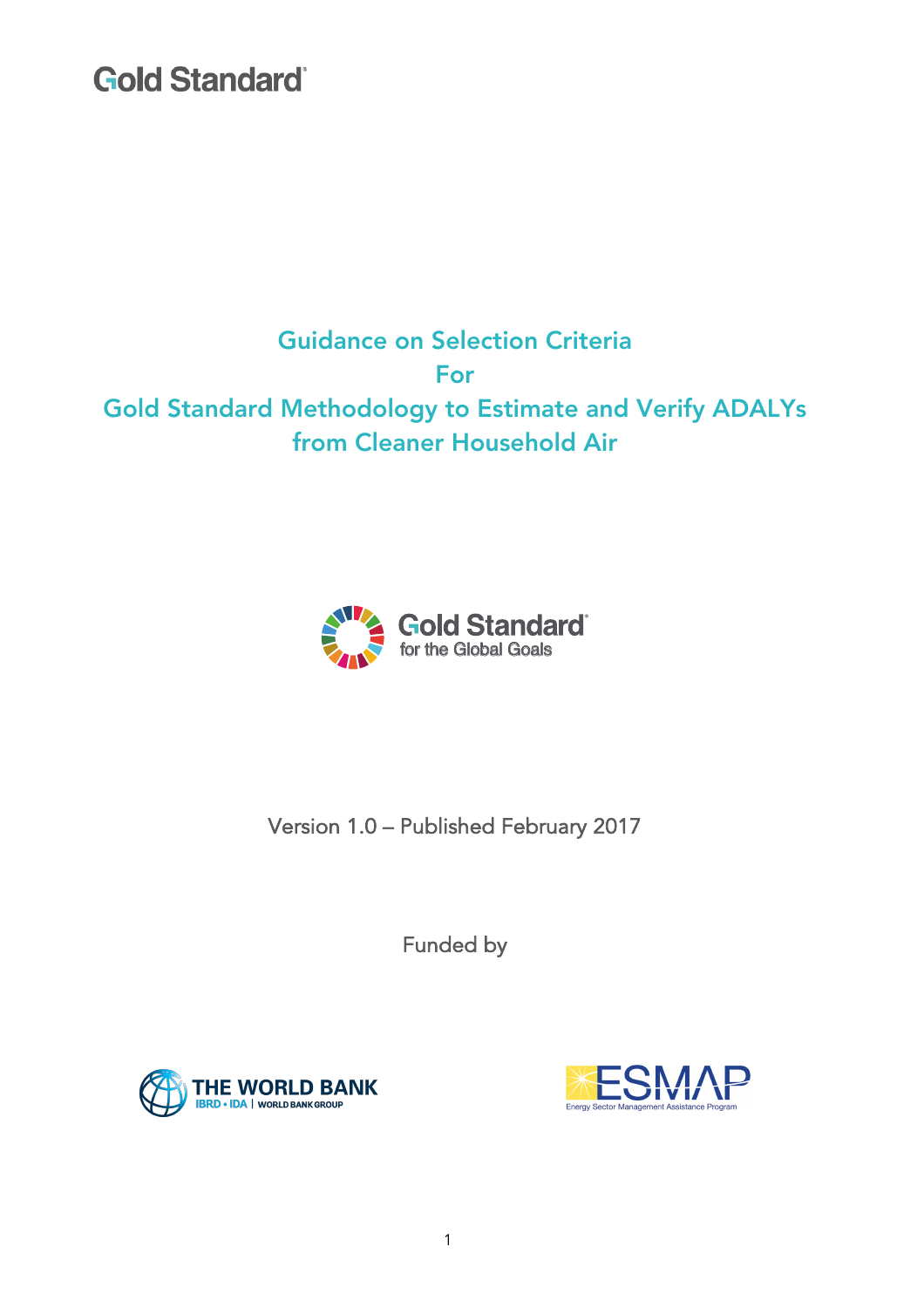Gold Standard

# Guidance on Selection Criteria For Gold Standard Methodology to Estimate and Verify ADALYs from Cleaner Household Air

Gold Standard for the Global Goals

Version 1.0 – Published February 2017

Funded by

THE WORLD BANK IBRD • IDA | WORLD BANK GROUP

ESMAP Energy Sector Management Assistance Program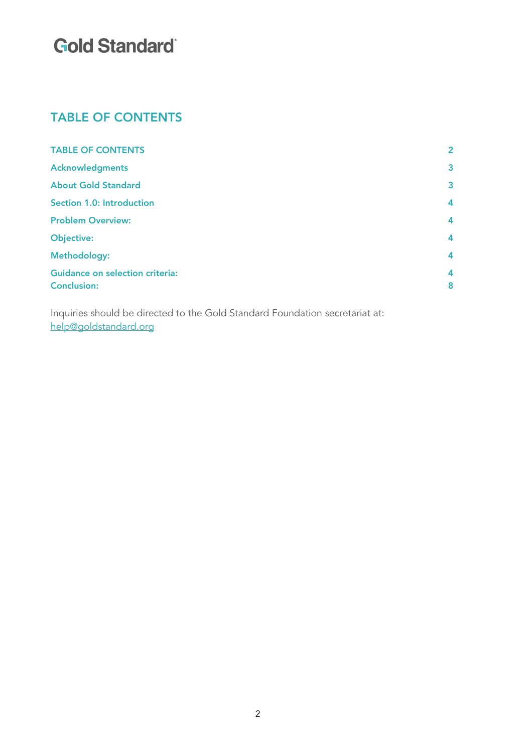## TABLE OF CONTENTS

| | |
|---|---|
| TABLE OF CONTENTS | 2 |
| Acknowledgments | 3 |
| About Gold Standard | 3 |
| Section 1.0: Introduction | 4 |
| Problem Overview: | 4 |
| Objective: | 4 |
| Methodology: | 4 |
| Guidance on selection criteria: | 4 |
| Conclusion: | 8 |

Inquiries should be directed to the Gold Standard Foundation secretariat at: help@goldstandard.org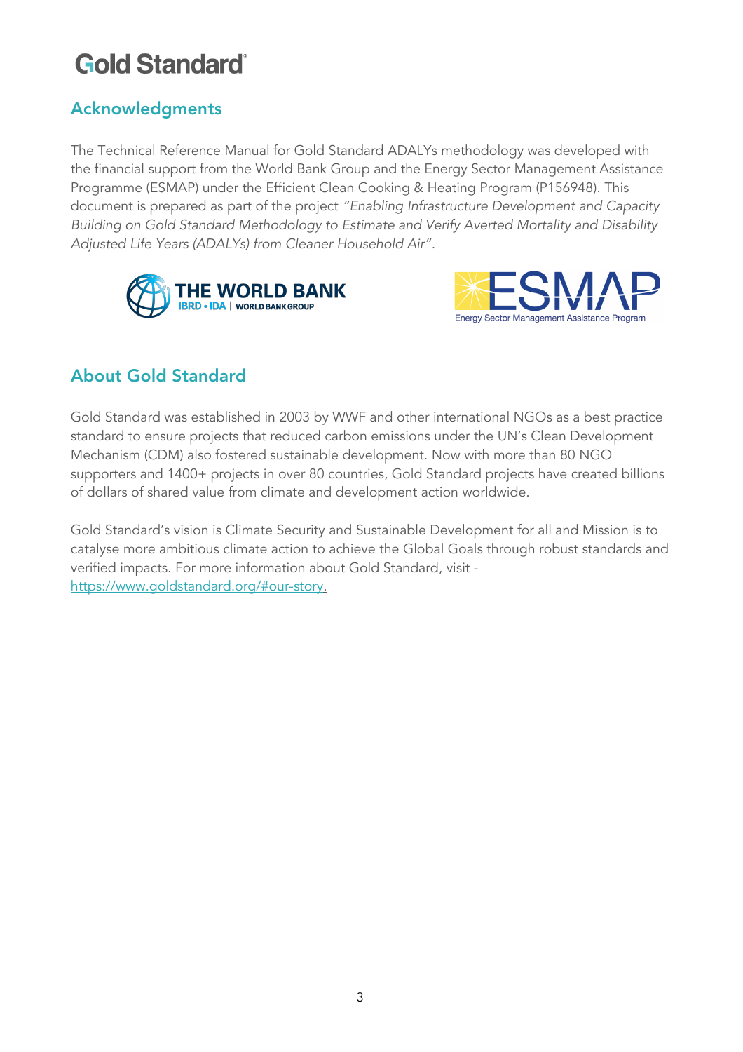## Acknowledgments

The Technical Reference Manual for Gold Standard ADALYs methodology was developed with the financial support from the World Bank Group and the Energy Sector Management Assistance Programme (ESMAP) under the Efficient Clean Cooking & Heating Program (P156948). This document is prepared as part of the project *"Enabling Infrastructure Development and Capacity Building on Gold Standard Methodology to Estimate and Verify Averted Mortality and Disability Adjusted Life Years (ADALYs) from Cleaner Household Air"*.

## About Gold Standard

Gold Standard was established in 2003 by WWF and other international NGOs as a best practice standard to ensure projects that reduced carbon emissions under the UN's Clean Development Mechanism (CDM) also fostered sustainable development. Now with more than 80 NGO supporters and 1400+ projects in over 80 countries, Gold Standard projects have created billions of dollars of shared value from climate and development action worldwide.

Gold Standard's vision is Climate Security and Sustainable Development for all and Mission is to catalyse more ambitious climate action to achieve the Global Goals through robust standards and verified impacts. For more information about Gold Standard, visit - https://www.goldstandard.org/#our-story.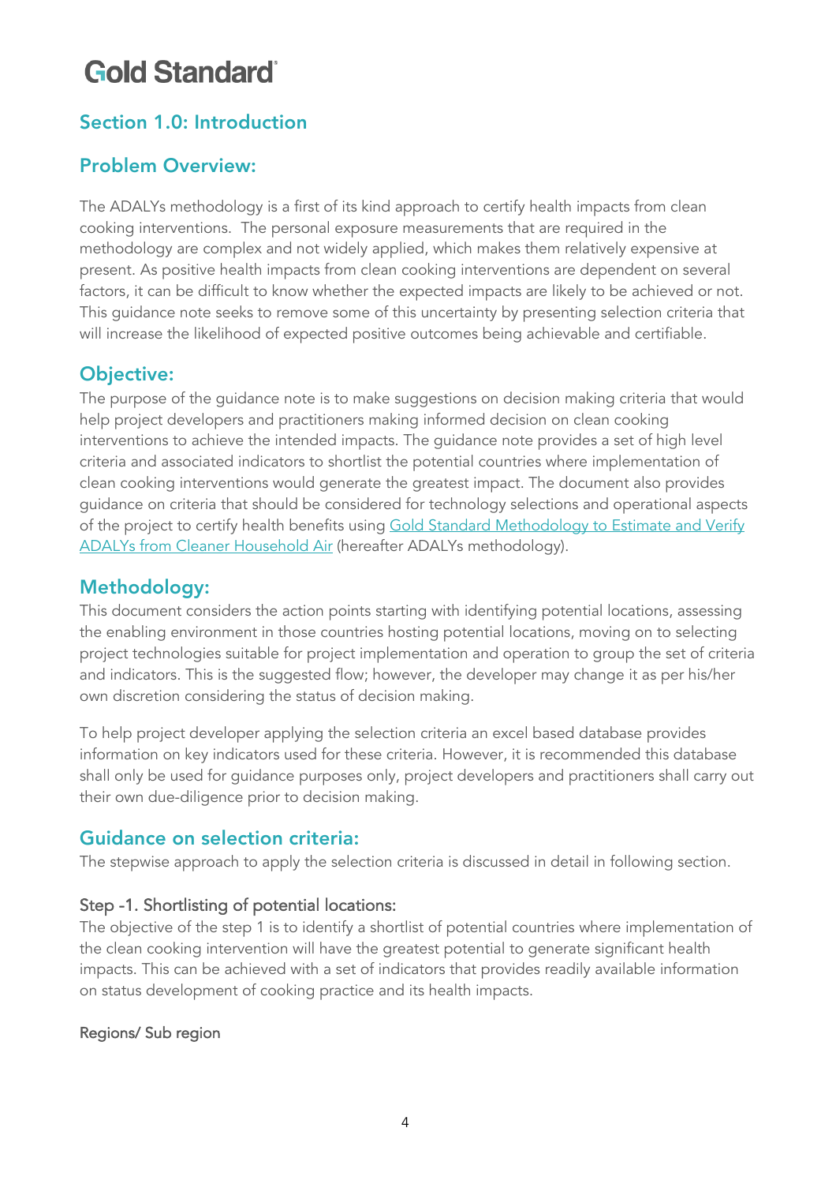## Section 1.0: Introduction

### Problem Overview:

The ADALYs methodology is a first of its kind approach to certify health impacts from clean cooking interventions. The personal exposure measurements that are required in the methodology are complex and not widely applied, which makes them relatively expensive at present. As positive health impacts from clean cooking interventions are dependent on several factors, it can be difficult to know whether the expected impacts are likely to be achieved or not. This guidance note seeks to remove some of this uncertainty by presenting selection criteria that will increase the likelihood of expected positive outcomes being achievable and certifiable.

### Objective:

The purpose of the guidance note is to make suggestions on decision making criteria that would help project developers and practitioners making informed decision on clean cooking interventions to achieve the intended impacts. The guidance note provides a set of high level criteria and associated indicators to shortlist the potential countries where implementation of clean cooking interventions would generate the greatest impact. The document also provides guidance on criteria that should be considered for technology selections and operational aspects of the project to certify health benefits using Gold Standard Methodology to Estimate and Verify ADALYs from Cleaner Household Air (hereafter ADALYs methodology).

### Methodology:

This document considers the action points starting with identifying potential locations, assessing the enabling environment in those countries hosting potential locations, moving on to selecting project technologies suitable for project implementation and operation to group the set of criteria and indicators. This is the suggested flow; however, the developer may change it as per his/her own discretion considering the status of decision making.

To help project developer applying the selection criteria an excel based database provides information on key indicators used for these criteria. However, it is recommended this database shall only be used for guidance purposes only, project developers and practitioners shall carry out their own due-diligence prior to decision making.

### Guidance on selection criteria:

The stepwise approach to apply the selection criteria is discussed in detail in following section.

#### Step -1. Shortlisting of potential locations:

The objective of the step 1 is to identify a shortlist of potential countries where implementation of the clean cooking intervention will have the greatest potential to generate significant health impacts. This can be achieved with a set of indicators that provides readily available information on status development of cooking practice and its health impacts.

##### Regions/ Sub region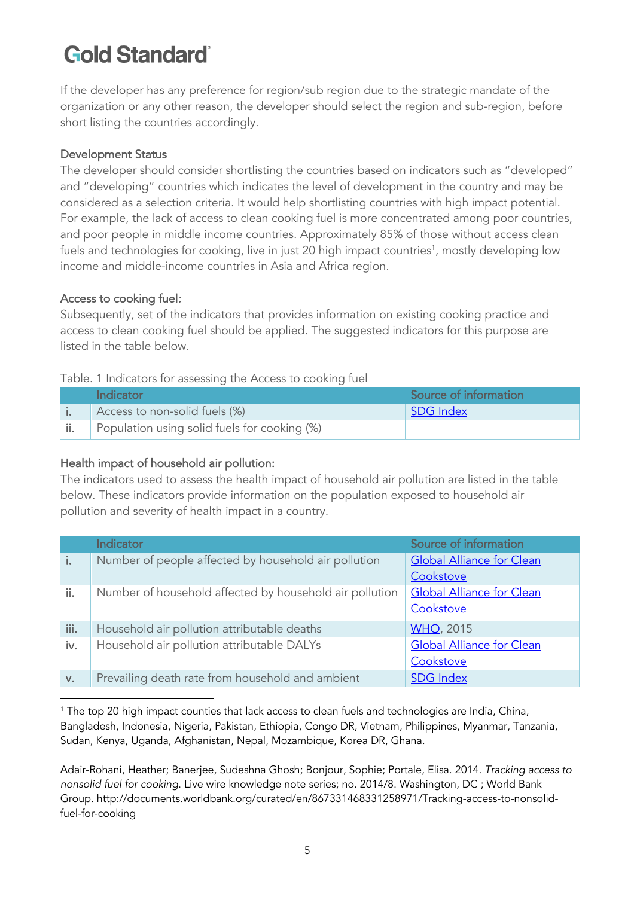If the developer has any preference for region/sub region due to the strategic mandate of the organization or any other reason, the developer should select the region and sub-region, before short listing the countries accordingly.

### Development Status

The developer should consider shortlisting the countries based on indicators such as "developed" and "developing" countries which indicates the level of development in the country and may be considered as a selection criteria. It would help shortlisting countries with high impact potential. For example, the lack of access to clean cooking fuel is more concentrated among poor countries, and poor people in middle income countries. Approximately 85% of those without access clean fuels and technologies for cooking, live in just 20 high impact countries[1], mostly developing low income and middle-income countries in Asia and Africa region.

### Access to cooking fuel:

Subsequently, set of the indicators that provides information on existing cooking practice and access to clean cooking fuel should be applied. The suggested indicators for this purpose are listed in the table below.

Table. 1 Indicators for assessing the Access to cooking fuel

| | Indicator | Source of information |
|---|---|---|
| i. | Access to non-solid fuels (%) | SDG Index |
| ii. | Population using solid fuels for cooking (%) | |

### Health impact of household air pollution:

The indicators used to assess the health impact of household air pollution are listed in the table below. These indicators provide information on the population exposed to household air pollution and severity of health impact in a country.

| | Indicator | Source of information |
|---|---|---|
| i. | Number of people affected by household air pollution | Global Alliance for Clean Cookstove |
| ii. | Number of household affected by household air pollution | Global Alliance for Clean Cookstove |
| iii. | Household air pollution attributable deaths | WHO, 2015 |
| iv. | Household air pollution attributable DALYs | Global Alliance for Clean Cookstove |
| v. | Prevailing death rate from household and ambient | SDG Index |

[1] The top 20 high impact counties that lack access to clean fuels and technologies are India, China, Bangladesh, Indonesia, Nigeria, Pakistan, Ethiopia, Congo DR, Vietnam, Philippines, Myanmar, Tanzania, Sudan, Kenya, Uganda, Afghanistan, Nepal, Mozambique, Korea DR, Ghana.

Adair-Rohani, Heather; Banerjee, Sudeshna Ghosh; Bonjour, Sophie; Portale, Elisa. 2014. *Tracking access to nonsolid fuel for cooking.* Live wire knowledge note series; no. 2014/8. Washington, DC ; World Bank Group. http://documents.worldbank.org/curated/en/867331468331258971/Tracking-access-to-nonsolid-fuel-for-cooking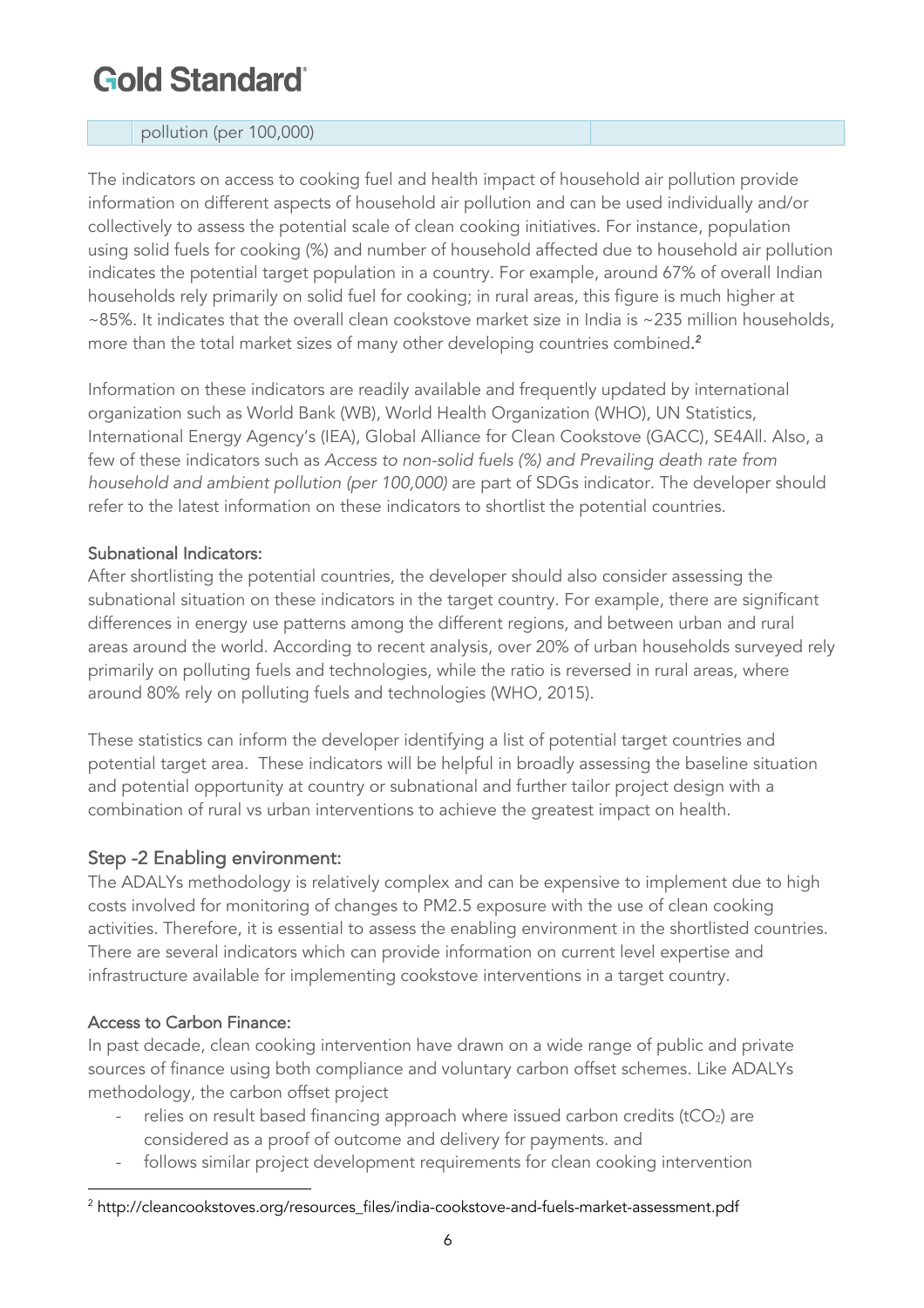| | pollution (per 100,000) | |
|---|---|---|

The indicators on access to cooking fuel and health impact of household air pollution provide information on different aspects of household air pollution and can be used individually and/or collectively to assess the potential scale of clean cooking initiatives. For instance, population using solid fuels for cooking (%) and number of household affected due to household air pollution indicates the potential target population in a country. For example, around 67% of overall Indian households rely primarily on solid fuel for cooking; in rural areas, this figure is much higher at ~85%. It indicates that the overall clean cookstove market size in India is ~235 million households, more than the total market sizes of many other developing countries combined.[2]

Information on these indicators are readily available and frequently updated by international organization such as World Bank (WB), World Health Organization (WHO), UN Statistics, International Energy Agency's (IEA), Global Alliance for Clean Cookstove (GACC), SE4All. Also, a few of these indicators such as *Access to non-solid fuels (%) and Prevailing death rate from household and ambient pollution (per 100,000)* are part of SDGs indicator. The developer should refer to the latest information on these indicators to shortlist the potential countries.

### Subnational Indicators:

After shortlisting the potential countries, the developer should also consider assessing the subnational situation on these indicators in the target country. For example, there are significant differences in energy use patterns among the different regions, and between urban and rural areas around the world. According to recent analysis, over 20% of urban households surveyed rely primarily on polluting fuels and technologies, while the ratio is reversed in rural areas, where around 80% rely on polluting fuels and technologies (WHO, 2015).

These statistics can inform the developer identifying a list of potential target countries and potential target area. These indicators will be helpful in broadly assessing the baseline situation and potential opportunity at country or subnational and further tailor project design with a combination of rural vs urban interventions to achieve the greatest impact on health.

## Step -2 Enabling environment:

The ADALYs methodology is relatively complex and can be expensive to implement due to high costs involved for monitoring of changes to PM2.5 exposure with the use of clean cooking activities. Therefore, it is essential to assess the enabling environment in the shortlisted countries. There are several indicators which can provide information on current level expertise and infrastructure available for implementing cookstove interventions in a target country.

### Access to Carbon Finance:

In past decade, clean cooking intervention have drawn on a wide range of public and private sources of finance using both compliance and voluntary carbon offset schemes. Like ADALYs methodology, the carbon offset project

- relies on result based financing approach where issued carbon credits ($tCO_2$) are considered as a proof of outcome and delivery for payments. and
- follows similar project development requirements for clean cooking intervention

[2] http://cleancookstoves.org/resources_files/india-cookstove-and-fuels-market-assessment.pdf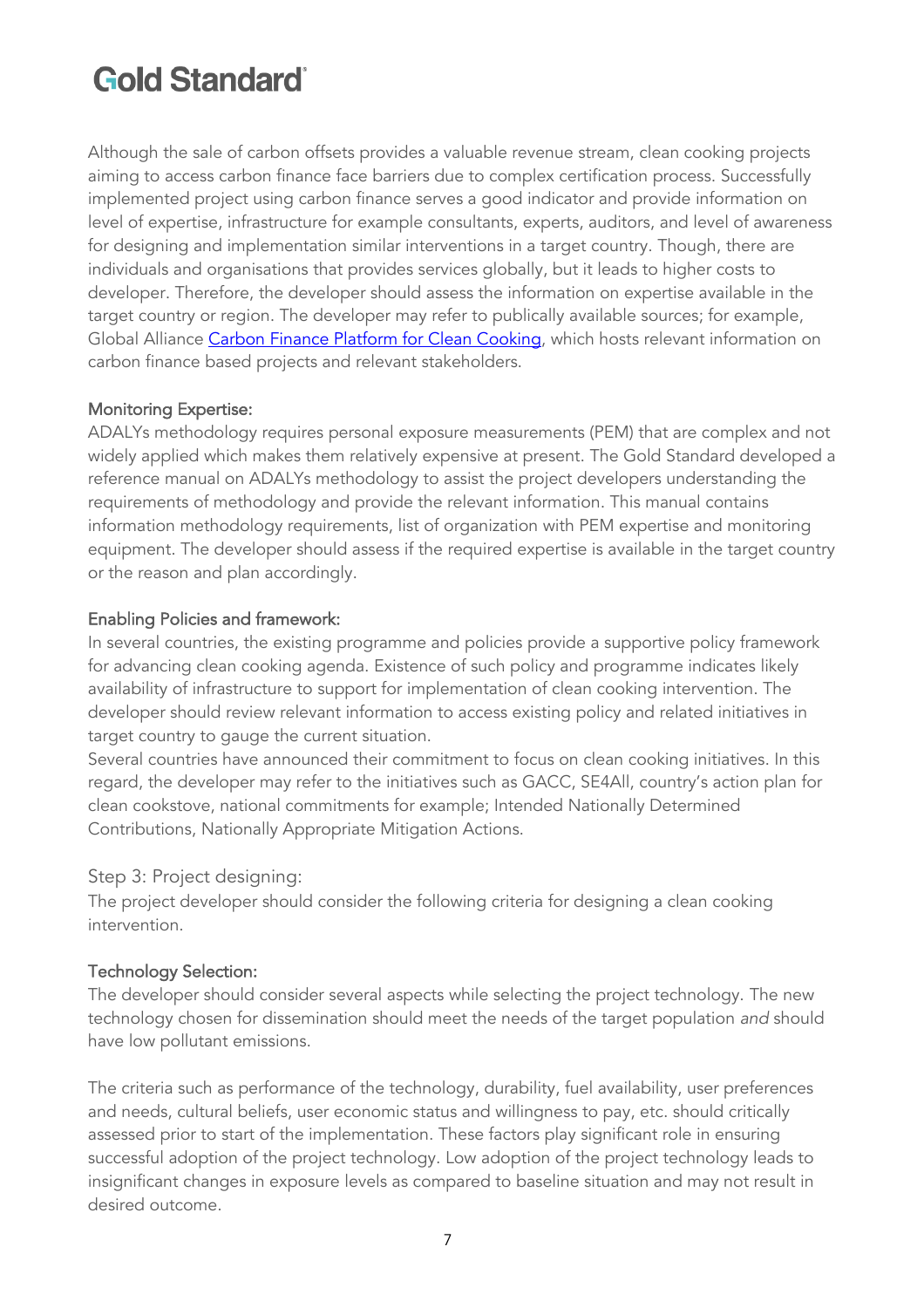Although the sale of carbon offsets provides a valuable revenue stream, clean cooking projects aiming to access carbon finance face barriers due to complex certification process. Successfully implemented project using carbon finance serves a good indicator and provide information on level of expertise, infrastructure for example consultants, experts, auditors, and level of awareness for designing and implementation similar interventions in a target country. Though, there are individuals and organisations that provides services globally, but it leads to higher costs to developer. Therefore, the developer should assess the information on expertise available in the target country or region. The developer may refer to publically available sources; for example, Global Alliance [Carbon Finance Platform for Clean Cooking](), which hosts relevant information on carbon finance based projects and relevant stakeholders.

#### Monitoring Expertise:

ADALYs methodology requires personal exposure measurements (PEM) that are complex and not widely applied which makes them relatively expensive at present. The Gold Standard developed a reference manual on ADALYs methodology to assist the project developers understanding the requirements of methodology and provide the relevant information. This manual contains information methodology requirements, list of organization with PEM expertise and monitoring equipment. The developer should assess if the required expertise is available in the target country or the reason and plan accordingly.

#### Enabling Policies and framework:

In several countries, the existing programme and policies provide a supportive policy framework for advancing clean cooking agenda. Existence of such policy and programme indicates likely availability of infrastructure to support for implementation of clean cooking intervention. The developer should review relevant information to access existing policy and related initiatives in target country to gauge the current situation.

Several countries have announced their commitment to focus on clean cooking initiatives. In this regard, the developer may refer to the initiatives such as GACC, SE4All, country's action plan for clean cookstove, national commitments for example; Intended Nationally Determined Contributions, Nationally Appropriate Mitigation Actions.

### Step 3: Project designing:

The project developer should consider the following criteria for designing a clean cooking intervention.

#### Technology Selection:

The developer should consider several aspects while selecting the project technology. The new technology chosen for dissemination should meet the needs of the target population *and* should have low pollutant emissions.

The criteria such as performance of the technology, durability, fuel availability, user preferences and needs, cultural beliefs, user economic status and willingness to pay, etc. should critically assessed prior to start of the implementation. These factors play significant role in ensuring successful adoption of the project technology. Low adoption of the project technology leads to insignificant changes in exposure levels as compared to baseline situation and may not result in desired outcome.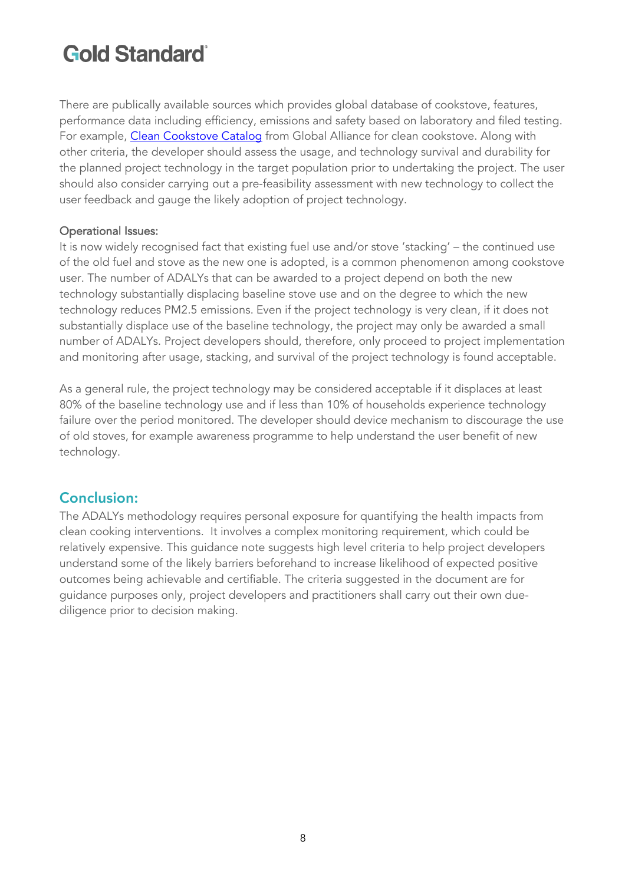There are publically available sources which provides global database of cookstove, features, performance data including efficiency, emissions and safety based on laboratory and filed testing. For example, [Clean Cookstove Catalog](#) from Global Alliance for clean cookstove. Along with other criteria, the developer should assess the usage, and technology survival and durability for the planned project technology in the target population prior to undertaking the project. The user should also consider carrying out a pre-feasibility assessment with new technology to collect the user feedback and gauge the likely adoption of project technology.

Operational Issues:
It is now widely recognised fact that existing fuel use and/or stove 'stacking' – the continued use of the old fuel and stove as the new one is adopted, is a common phenomenon among cookstove user. The number of ADALYs that can be awarded to a project depend on both the new technology substantially displacing baseline stove use and on the degree to which the new technology reduces PM2.5 emissions. Even if the project technology is very clean, if it does not substantially displace use of the baseline technology, the project may only be awarded a small number of ADALYs. Project developers should, therefore, only proceed to project implementation and monitoring after usage, stacking, and survival of the project technology is found acceptable.

As a general rule, the project technology may be considered acceptable if it displaces at least 80% of the baseline technology use and if less than 10% of households experience technology failure over the period monitored. The developer should device mechanism to discourage the use of old stoves, for example awareness programme to help understand the user benefit of new technology.

## Conclusion:

The ADALYs methodology requires personal exposure for quantifying the health impacts from clean cooking interventions. It involves a complex monitoring requirement, which could be relatively expensive. This guidance note suggests high level criteria to help project developers understand some of the likely barriers beforehand to increase likelihood of expected positive outcomes being achievable and certifiable. The criteria suggested in the document are for guidance purposes only, project developers and practitioners shall carry out their own due-diligence prior to decision making.